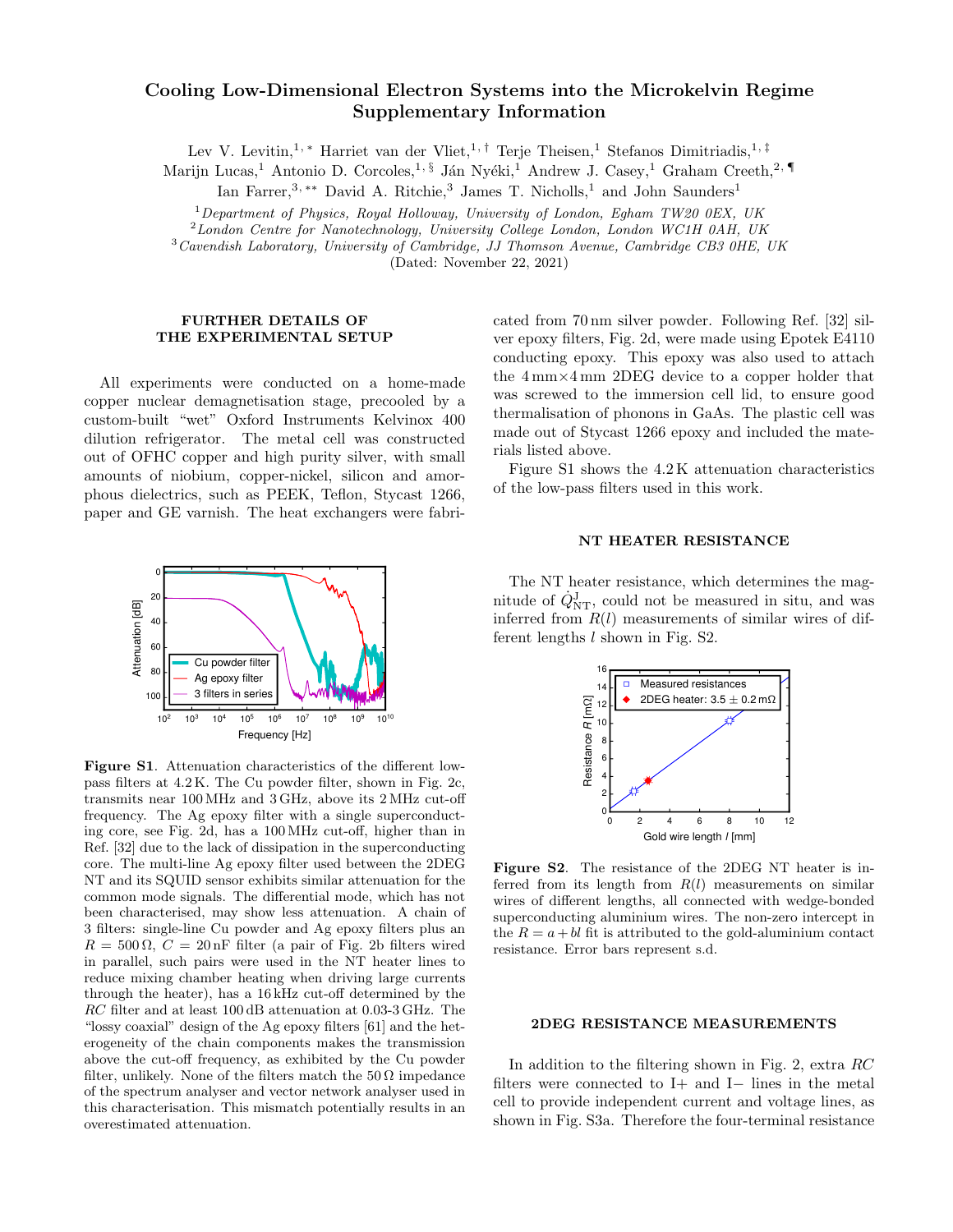# Cooling Low-Dimensional Electron Systems into the Microkelvin Regime Supplementary Information

Lev V. Levitin,[1,*] Harriet van der Vliet,[1,†] Terje Theisen,[1] Stefanos Dimitriadis,[1,‡] Marijn Lucas,[1] Antonio D. Corcoles,[1,§] Ján Nyéki,[1] Andrew J. Casey,[1] Graham Creeth,[2,¶] Ian Farrer,[3,**] David A. Ritchie,[3] James T. Nicholls,[1] and John Saunders[1]

[1] *Department of Physics, Royal Holloway, University of London, Egham TW20 0EX, UK*
[2] *London Centre for Nanotechnology, University College London, London WC1H 0AH, UK*
[3] *Cavendish Laboratory, University of Cambridge, JJ Thomson Avenue, Cambridge CB3 0HE, UK*

(Dated: November 22, 2021)

## FURTHER DETAILS OF THE EXPERIMENTAL SETUP

All experiments were conducted on a home-made copper nuclear demagnetisation stage, precooled by a custom-built "wet" Oxford Instruments Kelvinox 400 dilution refrigerator. The metal cell was constructed out of OFHC copper and high purity silver, with small amounts of niobium, copper-nickel, silicon and amorphous dielectrics, such as PEEK, Teflon, Stycast 1266, paper and GE varnish. The heat exchangers were fabricated from 70 nm silver powder. Following Ref. [32] silver epoxy filters, Fig. 2d, were made using Epotek E4110 conducting epoxy. This epoxy was also used to attach the 4 mm×4 mm 2DEG device to a copper holder that was screwed to the immersion cell lid, to ensure good thermalisation of phonons in GaAs. The plastic cell was made out of Stycast 1266 epoxy and included the materials listed above.

Figure S1 shows the 4.2 K attenuation characteristics of the low-pass filters used in this work.

**Figure S1**. Attenuation characteristics of the different low-pass filters at 4.2 K. The Cu powder filter, shown in Fig. 2c, transmits near 100 MHz and 3 GHz, above its 2 MHz cut-off frequency. The Ag epoxy filter with a single superconducting core, see Fig. 2d, has a 100 MHz cut-off, higher than in Ref. [32] due to the lack of dissipation in the superconducting core. The multi-line Ag epoxy filter used between the 2DEG NT and its SQUID sensor exhibits similar attenuation for the common mode signals. The differential mode, which has not been characterised, may show less attenuation. A chain of 3 filters: single-line Cu powder and Ag epoxy filters plus an $R = 500\,\Omega$, $C = 20$ nF filter (a pair of Fig. 2b filters wired in parallel, such pairs were used in the NT heater lines to reduce mixing chamber heating when driving large currents through the heater), has a 16 kHz cut-off determined by the *RC* filter and at least 100 dB attenuation at 0.03-3 GHz. The "lossy coaxial" design of the Ag epoxy filters [61] and the heterogeneity of the chain components makes the transmission above the cut-off frequency, as exhibited by the Cu powder filter, unlikely. None of the filters match the 50 Ω impedance of the spectrum analyser and vector network analyser used in this characterisation. This mismatch potentially results in an overestimated attenuation.

## NT HEATER RESISTANCE

The NT heater resistance, which determines the magnitude of $\dot{Q}^{\mathrm{J}}_{\mathrm{NT}}$, could not be measured in situ, and was inferred from $R(l)$ measurements of similar wires of different lengths $l$ shown in Fig. S2.

**Figure S2**. The resistance of the 2DEG NT heater is inferred from its length from $R(l)$ measurements on similar wires of different lengths, all connected with wedge-bonded superconducting aluminium wires. The non-zero intercept in the $R = a + bl$ fit is attributed to the gold-aluminium contact resistance. Error bars represent s.d.

## 2DEG RESISTANCE MEASUREMENTS

In addition to the filtering shown in Fig. 2, extra *RC* filters were connected to I+ and I− lines in the metal cell to provide independent current and voltage lines, as shown in Fig. S3a. Therefore the four-terminal resistance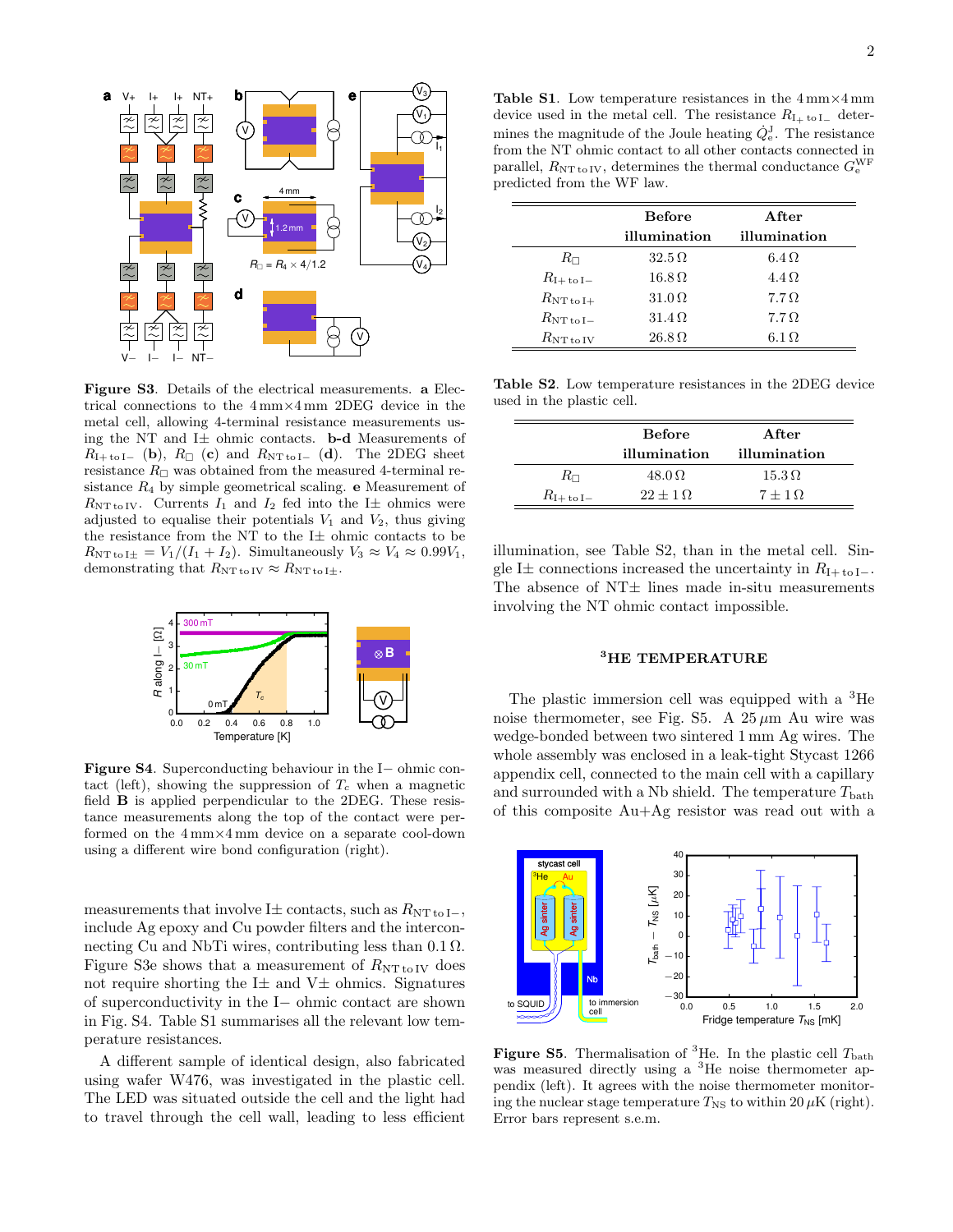**Figure S3**. Details of the electrical measurements. **a** Electrical connections to the 4 mm×4 mm 2DEG device in the metal cell, allowing 4-terminal resistance measurements using the NT and I± ohmic contacts. **b-d** Measurements of $R_{\mathrm{I+\,to\,I-}}$ (**b**), $R_{\square}$ (**c**) and $R_{\mathrm{NT\,to\,I-}}$ (**d**). The 2DEG sheet resistance $R_{\square}$ was obtained from the measured 4-terminal resistance $R_4$ by simple geometrical scaling. **e** Measurement of $R_{\mathrm{NT\,to\,IV}}$. Currents $I_1$ and $I_2$ fed into the I± ohmics were adjusted to equalise their potentials $V_1$ and $V_2$, thus giving the resistance from the NT to the I± ohmic contacts to be $R_{\mathrm{NT\,to\,I\pm}} = V_1/(I_1+I_2)$. Simultaneously $V_3 \approx V_4 \approx 0.99V_1$, demonstrating that $R_{\mathrm{NT\,to\,IV}} \approx R_{\mathrm{NT\,to\,I\pm}}$.

**Figure S4**. Superconducting behaviour in the I− ohmic contact (left), showing the suppression of $T_c$ when a magnetic field **B** is applied perpendicular to the 2DEG. These resistance measurements along the top of the contact were performed on the 4 mm×4 mm device on a separate cool-down using a different wire bond configuration (right).

measurements that involve I± contacts, such as $R_{\mathrm{NT\,to\,I-}}$, include Ag epoxy and Cu powder filters and the interconnecting Cu and NbTi wires, contributing less than 0.1 Ω. Figure S3e shows that a measurement of $R_{\mathrm{NT\,to\,IV}}$ does not require shorting the I± and V± ohmics. Signatures of superconductivity in the I− ohmic contact are shown in Fig. S4. Table S1 summarises all the relevant low temperature resistances.

A different sample of identical design, also fabricated using wafer W476, was investigated in the plastic cell. The LED was situated outside the cell and the light had to travel through the cell wall, leading to less efficient illumination, see Table S2, than in the metal cell. Single I± connections increased the uncertainty in $R_{\mathrm{I+\,to\,I-}}$. The absence of NT± lines made in-situ measurements involving the NT ohmic contact impossible.

**Table S1**. Low temperature resistances in the 4 mm×4 mm device used in the metal cell. The resistance $R_{\mathrm{I+\,to\,I-}}$ determines the magnitude of the Joule heating $\dot{Q}_e^{\mathrm{J}}$. The resistance from the NT ohmic contact to all other contacts connected in parallel, $R_{\mathrm{NT\,to\,IV}}$, determines the thermal conductance $G_e^{\mathrm{WF}}$ predicted from the WF law.

| | Before illumination | After illumination |
|---|---|---|
| $R_{\square}$ | 32.5 Ω | 6.4 Ω |
| $R_{\mathrm{I+\,to\,I-}}$ | 16.8 Ω | 4.4 Ω |
| $R_{\mathrm{NT\,to\,I+}}$ | 31.0 Ω | 7.7 Ω |
| $R_{\mathrm{NT\,to\,I-}}$ | 31.4 Ω | 7.7 Ω |
| $R_{\mathrm{NT\,to\,IV}}$ | 26.8 Ω | 6.1 Ω |

**Table S2**. Low temperature resistances in the 2DEG device used in the plastic cell.

| | Before illumination | After illumination |
|---|---|---|
| $R_{\square}$ | 48.0 Ω | 15.3 Ω |
| $R_{\mathrm{I+\,to\,I-}}$ | 22 ± 1 Ω | 7 ± 1 Ω |

## $^3$HE TEMPERATURE

The plastic immersion cell was equipped with a $^3$He noise thermometer, see Fig. S5. A 25 μm Au wire was wedge-bonded between two sintered 1 mm Ag wires. The whole assembly was enclosed in a leak-tight Stycast 1266 appendix cell, connected to the main cell with a capillary and surrounded with a Nb shield. The temperature $T_{\mathrm{bath}}$ of this composite Au+Ag resistor was read out with a

**Figure S5**. Thermalisation of $^3$He. In the plastic cell $T_{\mathrm{bath}}$ was measured directly using a $^3$He noise thermometer appendix (left). It agrees with the noise thermometer monitoring the nuclear stage temperature $T_{\mathrm{NS}}$ to within 20 μK (right). Error bars represent s.e.m.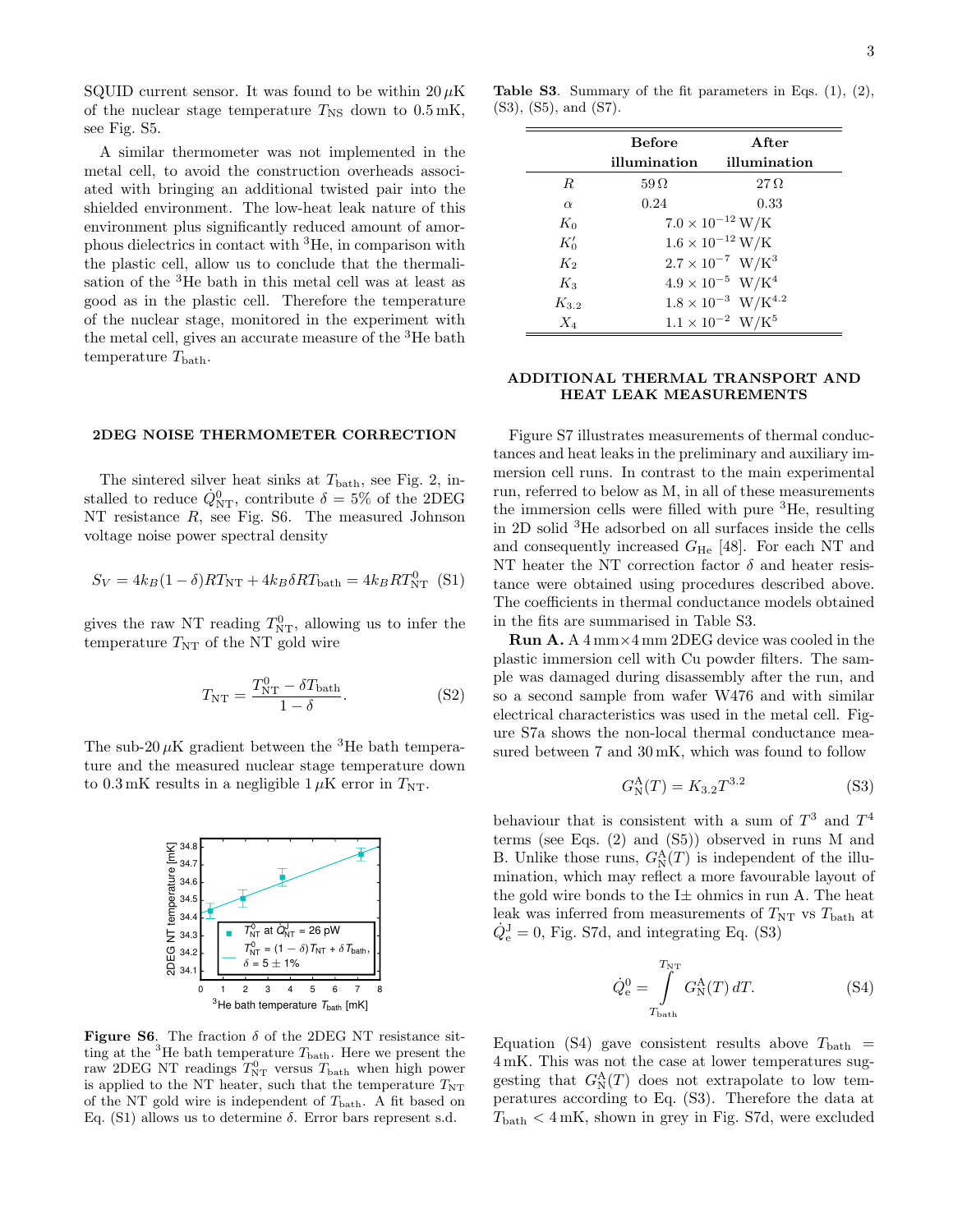SQUID current sensor. It was found to be within 20 $\mu$K of the nuclear stage temperature $T_{\rm NS}$ down to 0.5 mK, see Fig. S5.

A similar thermometer was not implemented in the metal cell, to avoid the construction overheads associated with bringing an additional twisted pair into the shielded environment. The low-heat leak nature of this environment plus significantly reduced amount of amorphous dielectrics in contact with $^3$He, in comparison with the plastic cell, allow us to conclude that the thermalisation of the $^3$He bath in this metal cell was at least as good as in the plastic cell. Therefore the temperature of the nuclear stage, monitored in the experiment with the metal cell, gives an accurate measure of the $^3$He bath temperature $T_{\rm bath}$.

## 2DEG NOISE THERMOMETER CORRECTION

The sintered silver heat sinks at $T_{\rm bath}$, see Fig. 2, installed to reduce $\dot{Q}^0_{\rm NT}$, contribute $\delta = 5\%$ of the 2DEG NT resistance $R$, see Fig. S6. The measured Johnson voltage noise power spectral density

$$S_V = 4k_B(1-\delta)RT_{\rm NT} + 4k_B\delta RT_{\rm bath} = 4k_BRT^0_{\rm NT} \quad \text{(S1)}$$

gives the raw NT reading $T^0_{\rm NT}$, allowing us to infer the temperature $T_{\rm NT}$ of the NT gold wire

$$T_{\rm NT} = \frac{T^0_{\rm NT} - \delta T_{\rm bath}}{1-\delta}. \quad \text{(S2)}$$

The sub-20 $\mu$K gradient between the $^3$He bath temperature and the measured nuclear stage temperature down to 0.3 mK results in a negligible 1 $\mu$K error in $T_{\rm NT}$.

**Figure S6**. The fraction $\delta$ of the 2DEG NT resistance sitting at the $^3$He bath temperature $T_{\rm bath}$. Here we present the raw 2DEG NT readings $T^0_{\rm NT}$ versus $T_{\rm bath}$ when high power is applied to the NT heater, such that the temperature $T_{\rm NT}$ of the NT gold wire is independent of $T_{\rm bath}$. A fit based on Eq. (S1) allows us to determine $\delta$. Error bars represent s.d.

**Table S3**. Summary of the fit parameters in Eqs. (1), (2), (S3), (S5), and (S7).

| | Before illumination | After illumination |
|---|---|---|
| $R$ | 59 Ω | 27 Ω |
| $\alpha$ | 0.24 | 0.33 |
| $K_0$ | $7.0\times10^{-12}$ W/K | |
| $K_0'$ | $1.6\times10^{-12}$ W/K | |
| $K_2$ | $2.7\times10^{-7}$ W/K$^3$ | |
| $K_3$ | $4.9\times10^{-5}$ W/K$^4$ | |
| $K_{3.2}$ | $1.8\times10^{-3}$ W/K$^{4.2}$ | |
| $X_4$ | $1.1\times10^{-2}$ W/K$^5$ | |

## ADDITIONAL THERMAL TRANSPORT AND HEAT LEAK MEASUREMENTS

Figure S7 illustrates measurements of thermal conductances and heat leaks in the preliminary and auxiliary immersion cell runs. In contrast to the main experimental run, referred to below as M, in all of these measurements the immersion cells were filled with pure $^3$He, resulting in 2D solid $^3$He adsorbed on all surfaces inside the cells and consequently increased $G_{\rm He}$ [48]. For each NT and NT heater the NT correction factor $\delta$ and heater resistance were obtained using procedures described above. The coefficients in thermal conductance models obtained in the fits are summarised in Table S3.

**Run A.** A 4 mm×4 mm 2DEG device was cooled in the plastic immersion cell with Cu powder filters. The sample was damaged during disassembly after the run, and so a second sample from wafer W476 and with similar electrical characteristics was used in the metal cell. Figure S7a shows the non-local thermal conductance measured between 7 and 30 mK, which was found to follow

$$G^{\rm A}_{\rm N}(T) = K_{3.2}T^{3.2} \quad \text{(S3)}$$

behaviour that is consistent with a sum of $T^3$ and $T^4$ terms (see Eqs. (2) and (S5)) observed in runs M and B. Unlike those runs, $G^{\rm A}_{\rm N}(T)$ is independent of the illumination, which may reflect a more favourable layout of the gold wire bonds to the I± ohmics in run A. The heat leak was inferred from measurements of $T_{\rm NT}$ vs $T_{\rm bath}$ at $\dot{Q}^{\rm J}_{\rm e} = 0$, Fig. S7d, and integrating Eq. (S3)

$$\dot{Q}^0_{\rm e} = \int_{T_{\rm bath}}^{T_{\rm NT}} G^{\rm A}_{\rm N}(T)\,dT. \quad \text{(S4)}$$

Equation (S4) gave consistent results above $T_{\rm bath} = 4$ mK. This was not the case at lower temperatures suggesting that $G^{\rm A}_{\rm N}(T)$ does not extrapolate to low temperatures according to Eq. (S3). Therefore the data at $T_{\rm bath} < 4$ mK, shown in grey in Fig. S7d, were excluded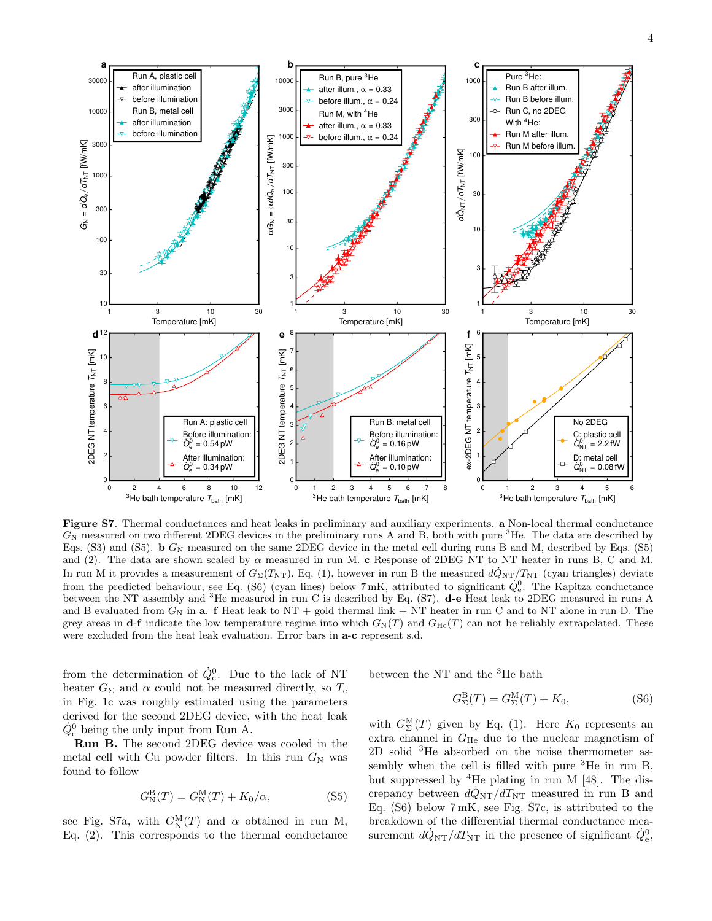**Figure S7**. Thermal conductances and heat leaks in preliminary and auxiliary experiments. **a** Non-local thermal conductance $G_\mathrm{N}$ measured on two different 2DEG devices in the preliminary runs A and B, both with pure $^3$He. The data are described by Eqs. (S3) and (S5). **b** $G_\mathrm{N}$ measured on the same 2DEG device in the metal cell during runs B and M, described by Eqs. (S5) and (2). The data are shown scaled by $\alpha$ measured in run M. **c** Response of 2DEG NT to NT heater in runs B, C and M. In run M it provides a measurement of $G_\Sigma(T_\mathrm{NT})$, Eq. (1), however in run B the measured $d\dot{Q}_\mathrm{NT}/T_\mathrm{NT}$ (cyan triangles) deviate from the predicted behaviour, see Eq. (S6) (cyan lines) below 7 mK, attributed to significant $\dot{Q}^0_\mathrm{e}$. The Kapitza conductance between the NT assembly and $^3$He measured in run C is described by Eq. (S7). **d-e** Heat leak to 2DEG measured in runs A and B evaluated from $G_\mathrm{N}$ in **a**. **f** Heat leak to NT + gold thermal link + NT heater in run C and to NT alone in run D. The grey areas in **d-f** indicate the low temperature regime into which $G_\mathrm{N}(T)$ and $G_\mathrm{He}(T)$ can not be reliably extrapolated. These were excluded from the heat leak evaluation. Error bars in **a-c** represent s.d.

from the determination of $\dot{Q}^0_\mathrm{e}$. Due to the lack of NT heater $G_\Sigma$ and $\alpha$ could not be measured directly, so $T_\mathrm{e}$ in Fig. 1c was roughly estimated using the parameters derived for the second 2DEG device, with the heat leak $\dot{Q}^0_\mathrm{e}$ being the only input from Run A.

**Run B.** The second 2DEG device was cooled in the metal cell with Cu powder filters. In this run $G_\mathrm{N}$ was found to follow

$$G^\mathrm{B}_\mathrm{N}(T) = G^\mathrm{M}_\mathrm{N}(T) + K_0/\alpha, \tag{S5}$$

see Fig. S7a, with $G^\mathrm{M}_\mathrm{N}(T)$ and $\alpha$ obtained in run M, Eq. (2). This corresponds to the thermal conductance between the NT and the $^3$He bath

$$G^\mathrm{B}_\Sigma(T) = G^\mathrm{M}_\Sigma(T) + K_0, \tag{S6}$$

with $G^\mathrm{M}_\Sigma(T)$ given by Eq. (1). Here $K_0$ represents an extra channel in $G_\mathrm{He}$ due to the nuclear magnetism of 2D solid $^3$He absorbed on the noise thermometer assembly when the cell is filled with pure $^3$He in run B, but suppressed by $^4$He plating in run M [48]. The discrepancy between $d\dot{Q}_\mathrm{NT}/dT_\mathrm{NT}$ measured in run B and Eq. (S6) below 7 mK, see Fig. S7c, is attributed to the breakdown of the differential thermal conductance measurement $d\dot{Q}_\mathrm{NT}/dT_\mathrm{NT}$ in the presence of significant $\dot{Q}^0_\mathrm{e}$,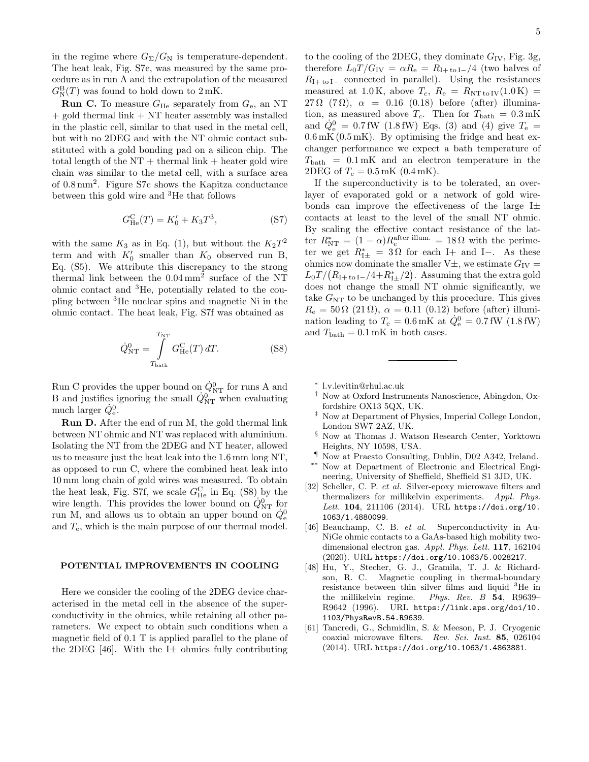in the regime where $G_\Sigma/G_\mathrm{N}$ is temperature-dependent. The heat leak, Fig. S7e, was measured by the same procedure as in run A and the extrapolation of the measured $G_\mathrm{N}^\mathrm{B}(T)$ was found to hold down to 2 mK.

**Run C.** To measure $G_\mathrm{He}$ separately from $G_\mathrm{e}$, an NT + gold thermal link + NT heater assembly was installed in the plastic cell, similar to that used in the metal cell, but with no 2DEG and with the NT ohmic contact substituted with a gold bonding pad on a silicon chip. The total length of the NT + thermal link + heater gold wire chain was similar to the metal cell, with a surface area of 0.8 mm$^2$. Figure S7c shows the Kapitza conductance between this gold wire and $^3$He that follows

$$G_\mathrm{He}^\mathrm{C}(T) = K_0' + K_3 T^3, \tag{S7}$$

with the same $K_3$ as in Eq. (1), but without the $K_2T^2$ term and with $K_0'$ smaller than $K_0$ observed run B, Eq. (S5). We attribute this discrepancy to the strong thermal link between the 0.04 mm$^2$ surface of the NT ohmic contact and $^3$He, potentially related to the coupling between $^3$He nuclear spins and magnetic Ni in the ohmic contact. The heat leak, Fig. S7f was obtained as

$$\dot{Q}_\mathrm{NT}^0 = \int_{T_\mathrm{bath}}^{T_\mathrm{NT}} G_\mathrm{He}^\mathrm{C}(T)\, dT. \tag{S8}$$

Run C provides the upper bound on $\dot{Q}_\mathrm{NT}^0$ for runs A and B and justifies ignoring the small $\dot{Q}_\mathrm{NT}^0$ when evaluating much larger $\dot{Q}_\mathrm{e}^0$.

**Run D.** After the end of run M, the gold thermal link between NT ohmic and NT was replaced with aluminium. Isolating the NT from the 2DEG and NT heater, allowed us to measure just the heat leak into the 1.6 mm long NT, as opposed to run C, where the combined heat leak into 10 mm long chain of gold wires was measured. To obtain the heat leak, Fig. S7f, we scale $G_\mathrm{He}^\mathrm{C}$ in Eq. (S8) by the wire length. This provides the lower bound on $\dot{Q}_\mathrm{NT}^0$ for run M, and allows us to obtain an upper bound on $\dot{Q}_\mathrm{e}^0$ and $T_\mathrm{e}$, which is the main purpose of our thermal model.

## POTENTIAL IMPROVEMENTS IN COOLING

Here we consider the cooling of the 2DEG device characterised in the metal cell in the absence of the superconductivity in the ohmics, while retaining all other parameters. We expect to obtain such conditions when a magnetic field of 0.1 T is applied parallel to the plane of the 2DEG [46]. With the I± ohmics fully contributing to the cooling of the 2DEG, they dominate $G_\mathrm{IV}$, Fig. 3g, therefore $L_0T/G_\mathrm{IV} = \alpha R_\mathrm{e} = R_{\mathrm{I+\,to\,I-}}/4$ (two halves of $R_{\mathrm{I+\,to\,I-}}$ connected in parallel). Using the resistances measured at 1.0 K, above $T_c$, $R_\mathrm{e} = R_{\mathrm{NT\,to\,IV}}(1.0\,\mathrm{K}) = 27\,\Omega$ $(7\,\Omega)$, $\alpha = 0.16$ $(0.18)$ before (after) illumination, as measured above $T_c$. Then for $T_\mathrm{bath} = 0.3$ mK and $\dot{Q}_\mathrm{e}^0 = 0.7$ fW (1.8 fW) Eqs. (3) and (4) give $T_\mathrm{e} = 0.6$ mK (0.5 mK). By optimising the fridge and heat exchanger performance we expect a bath temperature of $T_\mathrm{bath} = 0.1$ mK and an electron temperature in the 2DEG of $T_\mathrm{e} = 0.5$ mK (0.4 mK).

If the superconductivity is to be tolerated, an overlayer of evaporated gold or a network of gold wirebonds can improve the effectiveness of the large I± contacts at least to the level of the small NT ohmic. By scaling the effective contact resistance of the latter $R_\mathrm{NT}^* = (1-\alpha)R_e^{\text{after illum.}} = 18\,\Omega$ with the perimeter we get $R_{\mathrm{I}\pm}^* = 3\,\Omega$ for each I+ and I−. As these ohmics now dominate the smaller V±, we estimate $G_\mathrm{IV} = L_0T/\big(R_{\mathrm{I+\,to\,I-}}/4 + R_{\mathrm{I}\pm}^*/2\big)$. Assuming that the extra gold does not change the small NT ohmic significantly, we take $G_\mathrm{NT}$ to be unchanged by this procedure. This gives $R_\mathrm{e} = 50\,\Omega$ $(21\,\Omega)$, $\alpha = 0.11$ $(0.12)$ before (after) illumination leading to $T_\mathrm{e} = 0.6$ mK at $\dot{Q}_\mathrm{e}^0 = 0.7$ fW (1.8 fW) and $T_\mathrm{bath} = 0.1$ mK in both cases.

---

* l.v.levitin@rhul.ac.uk

† Now at Oxford Instruments Nanoscience, Abingdon, Oxfordshire OX13 5QX, UK.

‡ Now at Department of Physics, Imperial College London, London SW7 2AZ, UK.

§ Now at Thomas J. Watson Research Center, Yorktown Heights, NY 10598, USA.

¶ Now at Praesto Consulting, Dublin, D02 A342, Ireland.

** Now at Department of Electronic and Electrical Engineering, University of Sheffield, Sheffield S1 3JD, UK.

[32] Scheller, C. P. *et al.* Silver-epoxy microwave filters and thermalizers for millikelvin experiments. *Appl. Phys. Lett.* **104**, 211106 (2014). URL https://doi.org/10.1063/1.4880099.

[46] Beauchamp, C. B. *et al.* Superconductivity in AuNiGe ohmic contacts to a GaAs-based high mobility two-dimensional electron gas. *Appl. Phys. Lett.* **117**, 162104 (2020). URL https://doi.org/10.1063/5.0028217.

[48] Hu, Y., Stecher, G. J., Gramila, T. J. & Richardson, R. C. Magnetic coupling in thermal-boundary resistance between thin silver films and liquid $^3$He in the millikelvin regime. *Phys. Rev. B* **54**, R9639–R9642 (1996). URL https://link.aps.org/doi/10.1103/PhysRevB.54.R9639.

[61] Tancredi, G., Schmidlin, S. & Meeson, P. J. Cryogenic coaxial microwave filters. *Rev. Sci. Inst.* **85**, 026104 (2014). URL https://doi.org/10.1063/1.4863881.